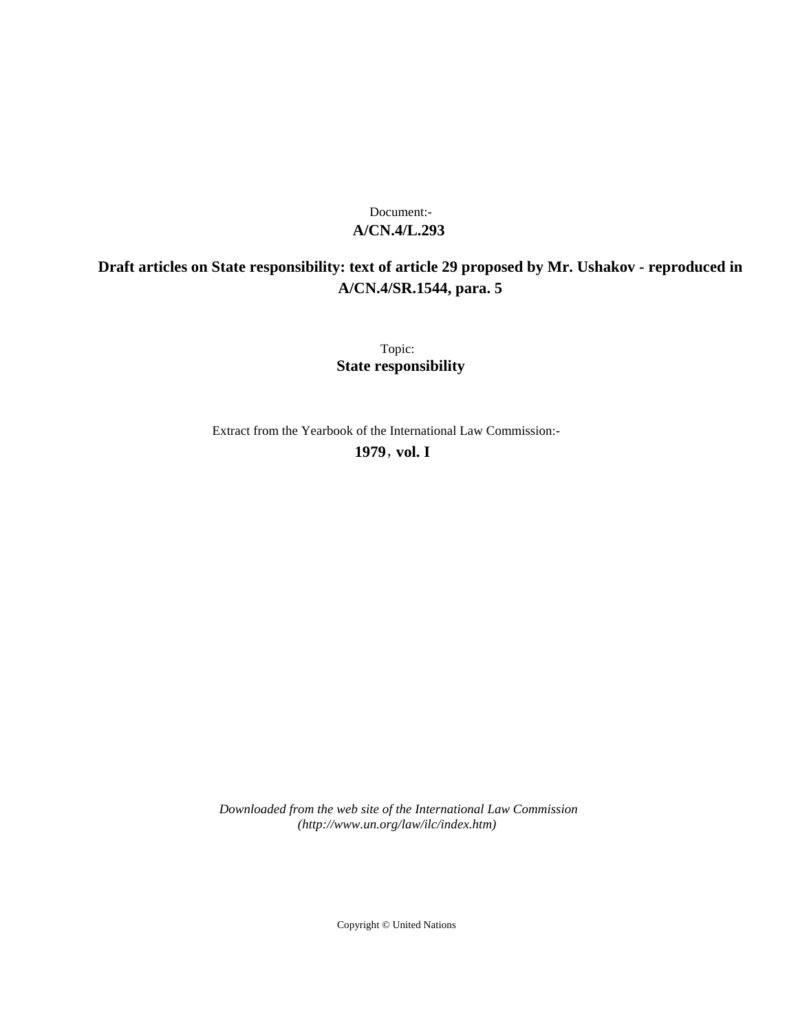Document:-

**A/CN.4/L.293**

**Draft articles on State responsibility: text of article 29 proposed by Mr. Ushakov - reproduced in A/CN.4/SR.1544, para. 5**

Topic:

**State responsibility**

Extract from the Yearbook of the International Law Commission:-

**1979, vol. I**

*Downloaded from the web site of the International Law Commission (http://www.un.org/law/ilc/index.htm)*

Copyright © United Nations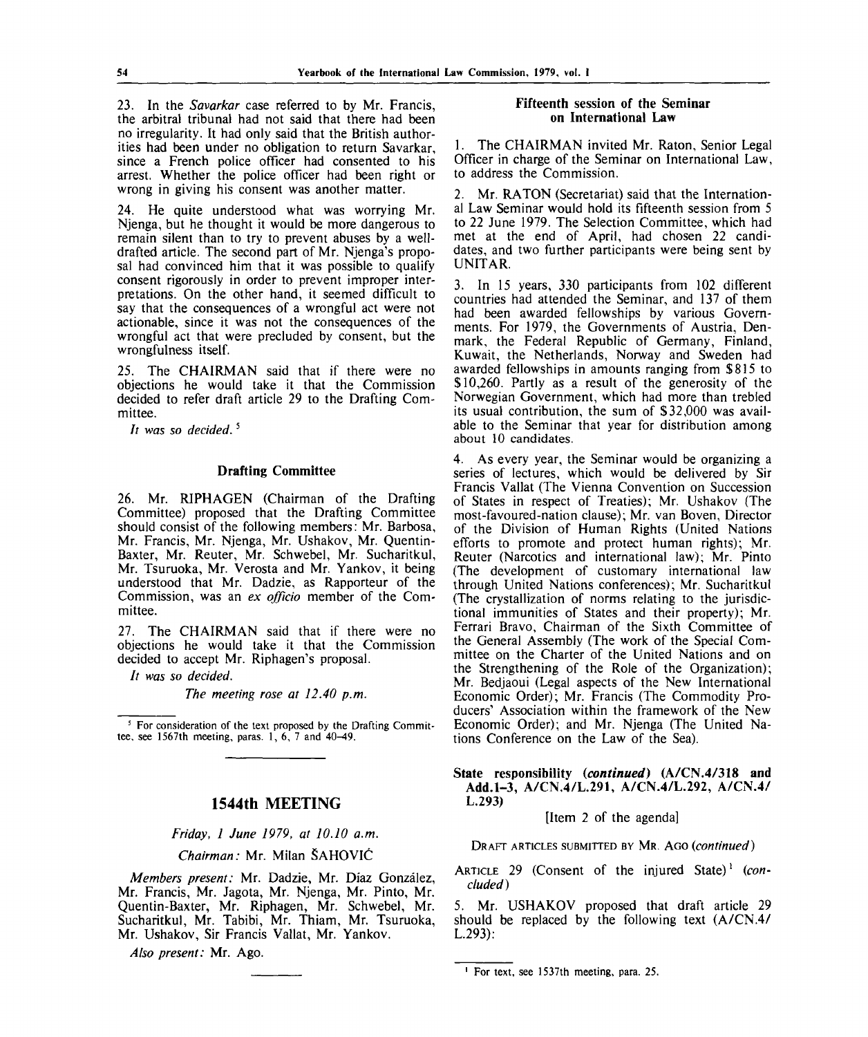23. In the *Savarkar* case referred to by Mr. Francis, the arbitral tribunal had not said that there had been no irregularity. It had only said that the British authorities had been under no obligation to return Savarkar, since a French police officer had consented to his arrest. Whether the police officer had been right or wrong in giving his consent was another matter.

24. He quite understood what was worrying Mr. Njenga, but he thought it would be more dangerous to remain silent than to try to prevent abuses by a well-drafted article. The second part of Mr. Njenga's proposal had convinced him that it was possible to qualify consent rigorously in order to prevent improper interpretations. On the other hand, it seemed difficult to say that the consequences of a wrongful act were not actionable, since it was not the consequences of the wrongful act that were precluded by consent, but the wrongfulness itself.

25. The CHAIRMAN said that if there were no objections he would take it that the Commission decided to refer draft article 29 to the Drafting Committee.

*It was so decided.* [5]

### Drafting Committee

26. Mr. RIPHAGEN (Chairman of the Drafting Committee) proposed that the Drafting Committee should consist of the following members: Mr. Barbosa, Mr. Francis, Mr. Njenga, Mr. Ushakov, Mr. Quentin-Baxter, Mr. Reuter, Mr. Schwebel, Mr. Sucharitkul, Mr. Tsuruoka, Mr. Verosta and Mr. Yankov, it being understood that Mr. Dadzie, as Rapporteur of the Commission, was an *ex officio* member of the Committee.

27. The CHAIRMAN said that if there were no objections he would take it that the Commission decided to accept Mr. Riphagen's proposal.

*It was so decided.*

*The meeting rose at 12.40 p.m.*

[5] For consideration of the text proposed by the Drafting Committee, see 1567th meeting, paras. 1, 6, 7 and 40–49.

## 1544th MEETING

*Friday, 1 June 1979, at 10.10 a.m.*

*Chairman:* Mr. Milan ŠAHOVIĆ

*Members present:* Mr. Dadzie, Mr. Díaz González, Mr. Francis, Mr. Jagota, Mr. Njenga, Mr. Pinto, Mr. Quentin-Baxter, Mr. Riphagen, Mr. Schwebel, Mr. Sucharitkul, Mr. Tabibi, Mr. Thiam, Mr. Tsuruoka, Mr. Ushakov, Sir Francis Vallat, Mr. Yankov.

*Also present:* Mr. Ago.

### Fifteenth session of the Seminar on International Law

1. The CHAIRMAN invited Mr. Raton, Senior Legal Officer in charge of the Seminar on International Law, to address the Commission.

2. Mr. RATON (Secretariat) said that the International Law Seminar would hold its fifteenth session from 5 to 22 June 1979. The Selection Committee, which had met at the end of April, had chosen 22 candidates, and two further participants were being sent by UNITAR.

3. In 15 years, 330 participants from 102 different countries had attended the Seminar, and 137 of them had been awarded fellowships by various Governments. For 1979, the Governments of Austria, Denmark, the Federal Republic of Germany, Finland, Kuwait, the Netherlands, Norway and Sweden had awarded fellowships in amounts ranging from $815 to $10,260. Partly as a result of the generosity of the Norwegian Government, which had more than trebled its usual contribution, the sum of $32,000 was available to the Seminar that year for distribution among about 10 candidates.

4. As every year, the Seminar would be organizing a series of lectures, which would be delivered by Sir Francis Vallat (The Vienna Convention on Succession of States in respect of Treaties); Mr. Ushakov (The most-favoured-nation clause); Mr. van Boven, Director of the Division of Human Rights (United Nations efforts to promote and protect human rights); Mr. Reuter (Narcotics and international law); Mr. Pinto (The development of customary international law through United Nations conferences); Mr. Sucharitkul (The crystallization of norms relating to the jurisdictional immunities of States and their property); Mr. Ferrari Bravo, Chairman of the Sixth Committee of the General Assembly (The work of the Special Committee on the Charter of the United Nations and on the Strengthening of the Role of the Organization); Mr. Bedjaoui (Legal aspects of the New International Economic Order); Mr. Francis (The Commodity Producers' Association within the framework of the New Economic Order); and Mr. Njenga (The United Nations Conference on the Law of the Sea).

### State responsibility (*continued*) (A/CN.4/318 and Add.1–3, A/CN.4/L.291, A/CN.4/L.292, A/CN.4/L.293)

[Item 2 of the agenda]

DRAFT ARTICLES SUBMITTED BY MR. AGO (*continued*)

ARTICLE 29 (Consent of the injured State)[1] (*concluded*)

5. Mr. USHAKOV proposed that draft article 29 should be replaced by the following text (A/CN.4/L.293):

[1] For text, see 1537th meeting, para. 25.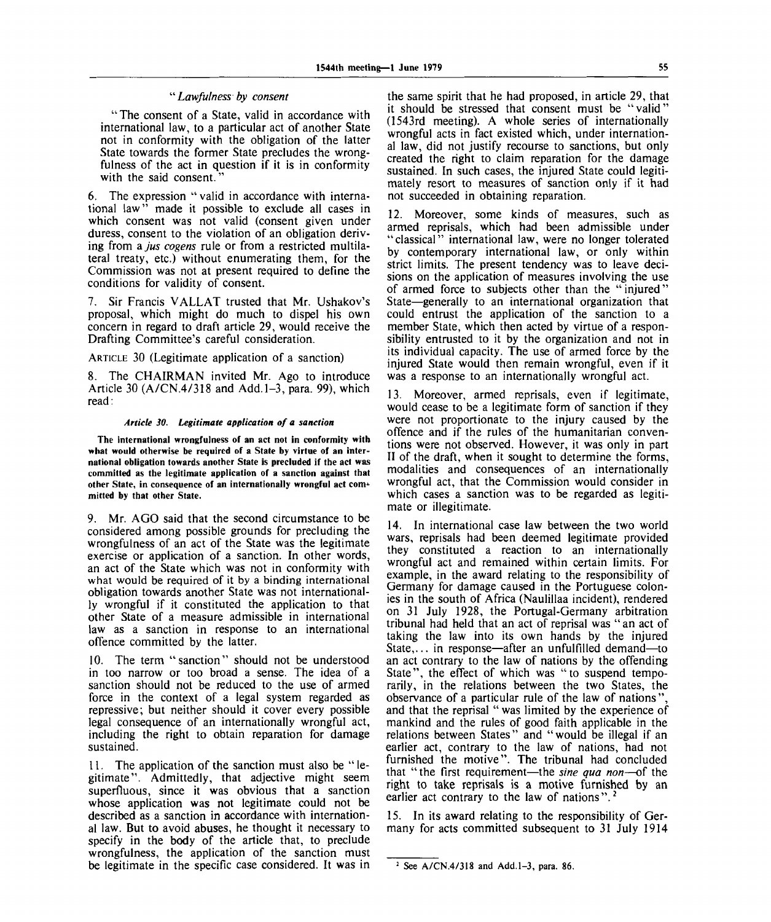"*Lawfulness by consent*

"The consent of a State, valid in accordance with international law, to a particular act of another State not in conformity with the obligation of the latter State towards the former State precludes the wrongfulness of the act in question if it is in conformity with the said consent."

6. The expression "valid in accordance with international law" made it possible to exclude all cases in which consent was not valid (consent given under duress, consent to the violation of an obligation deriving from a *jus cogens* rule or from a restricted multilateral treaty, etc.) without enumerating them, for the Commission was not at present required to define the conditions for validity of consent.

7. Sir Francis VALLAT trusted that Mr. Ushakov's proposal, which might do much to dispel his own concern in regard to draft article 29, would receive the Drafting Committee's careful consideration.

ARTICLE 30 (Legitimate application of a sanction)

8. The CHAIRMAN invited Mr. Ago to introduce Article 30 (A/CN.4/318 and Add.1-3, para. 99), which read:

*Article 30. Legitimate application of a sanction*

**The international wrongfulness of an act not in conformity with what would otherwise be required of a State by virtue of an international obligation towards another State is precluded if the act was committed as the legitimate application of a sanction against that other State, in consequence of an internationally wrongful act committed by that other State.**

9. Mr. AGO said that the second circumstance to be considered among possible grounds for precluding the wrongfulness of an act of the State was the legitimate exercise or application of a sanction. In other words, an act of the State which was not in conformity with what would be required of it by a binding international obligation towards another State was not internationally wrongful if it constituted the application to that other State of a measure admissible in international law as a sanction in response to an international offence committed by the latter.

10. The term "sanction" should not be understood in too narrow or too broad a sense. The idea of a sanction should not be reduced to the use of armed force in the context of a legal system regarded as repressive; but neither should it cover every possible legal consequence of an internationally wrongful act, including the right to obtain reparation for damage sustained.

11. The application of the sanction must also be "legitimate". Admittedly, that adjective might seem superfluous, since it was obvious that a sanction whose application was not legitimate could not be described as a sanction in accordance with international law. But to avoid abuses, he thought it necessary to specify in the body of the article that, to preclude wrongfulness, the application of the sanction must be legitimate in the specific case considered. It was in the same spirit that he had proposed, in article 29, that it should be stressed that consent must be "valid" (1543rd meeting). A whole series of internationally wrongful acts in fact existed which, under international law, did not justify recourse to sanctions, but only created the right to claim reparation for the damage sustained. In such cases, the injured State could legitimately resort to measures of sanction only if it had not succeeded in obtaining reparation.

12. Moreover, some kinds of measures, such as armed reprisals, which had been admissible under "classical" international law, were no longer tolerated by contemporary international law, or only within strict limits. The present tendency was to leave decisions on the application of measures involving the use of armed force to subjects other than the "injured" State—generally to an international organization that could entrust the application of the sanction to a member State, which then acted by virtue of a responsibility entrusted to it by the organization and not in its individual capacity. The use of armed force by the injured State would then remain wrongful, even if it was a response to an internationally wrongful act.

13. Moreover, armed reprisals, even if legitimate, would cease to be a legitimate form of sanction if they were not proportionate to the injury caused by the offence and if the rules of the humanitarian conventions were not observed. However, it was only in part II of the draft, when it sought to determine the forms, modalities and consequences of an internationally wrongful act, that the Commission would consider in which cases a sanction was to be regarded as legitimate or illegitimate.

14. In international case law between the two world wars, reprisals had been deemed legitimate provided they constituted a reaction to an internationally wrongful act and remained within certain limits. For example, in the award relating to the responsibility of Germany for damage caused in the Portuguese colonies in the south of Africa (Naulilaa incident), rendered on 31 July 1928, the Portugal-Germany arbitration tribunal had held that an act of reprisal was "an act of taking the law into its own hands by the injured State,... in response—after an unfulfilled demand—to an act contrary to the law of nations by the offending State", the effect of which was "to suspend temporarily, in the relations between the two States, the observance of a particular rule of the law of nations", and that the reprisal "was limited by the experience of mankind and the rules of good faith applicable in the relations between States" and "would be illegal if an earlier act, contrary to the law of nations, had not furnished the motive". The tribunal had concluded that "the first requirement—the *sine qua non*—of the right to take reprisals is a motive furnished by an earlier act contrary to the law of nations".[2]

15. In its award relating to the responsibility of Germany for acts committed subsequent to 31 July 1914

[2] See A/CN.4/318 and Add.1-3, para. 86.